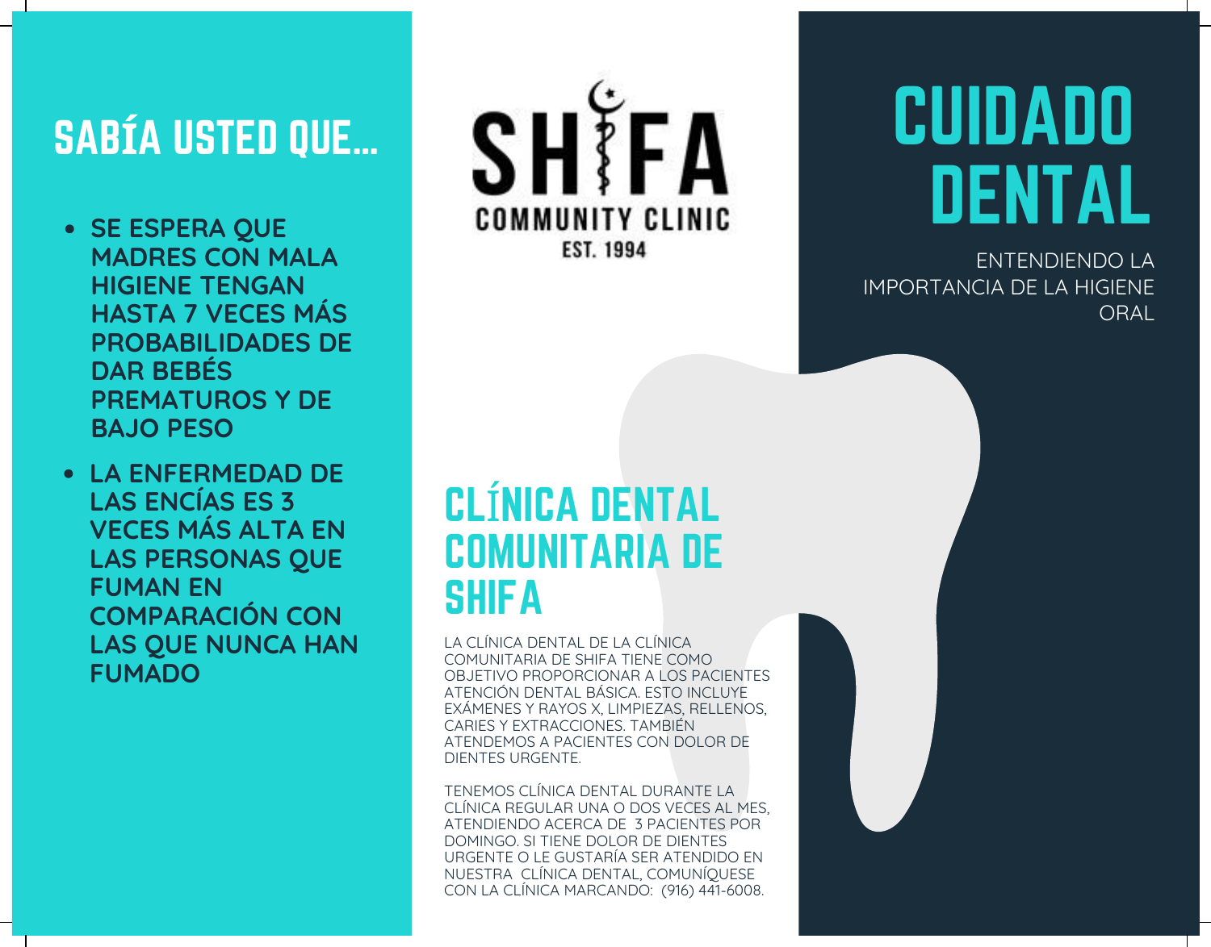## SABÍA USTED QUE...

- **SE ESPERA QUE MADRES CON MALA HIGIENE TENGAN HASTA 7 VECES MÁS PROBABILIDADES DE DAR BEBÉS PREMATUROS Y DE BAJO PESO**
- **LA ENFERMEDAD DE LAS ENCÍAS ES 3 VECES MÁS ALTA EN LAS PERSONAS QUE FUMAN EN COMPARACIÓN CON LAS QUE NUNCA HAN FUMADO**

SHIFA COMMUNITY CLINIC
EST. 1994

## CLÍNICA DENTAL COMUNITARIA DE SHIFA

LA CLÍNICA DENTAL DE LA CLÍNICA COMUNITARIA DE SHIFA TIENE COMO OBJETIVO PROPORCIONAR A LOS PACIENTES ATENCIÓN DENTAL BÁSICA. ESTO INCLUYE EXÁMENES Y RAYOS X, LIMPIEZAS, RELLENOS, CARIES Y EXTRACCIONES. TAMBIÉN ATENDEMOS A PACIENTES CON DOLOR DE DIENTES URGENTE.

TENEMOS CLÍNICA DENTAL DURANTE LA CLÍNICA REGULAR UNA O DOS VECES AL MES, ATENDIENDO ACERCA DE 3 PACIENTES POR DOMINGO. SI TIENE DOLOR DE DIENTES URGENTE O LE GUSTARÍA SER ATENDIDO EN NUESTRA CLÍNICA DENTAL, COMUNÍQUESE CON LA CLÍNICA MARCANDO: (916) 441-6008.

# CUIDADO DENTAL

ENTENDIENDO LA IMPORTANCIA DE LA HIGIENE ORAL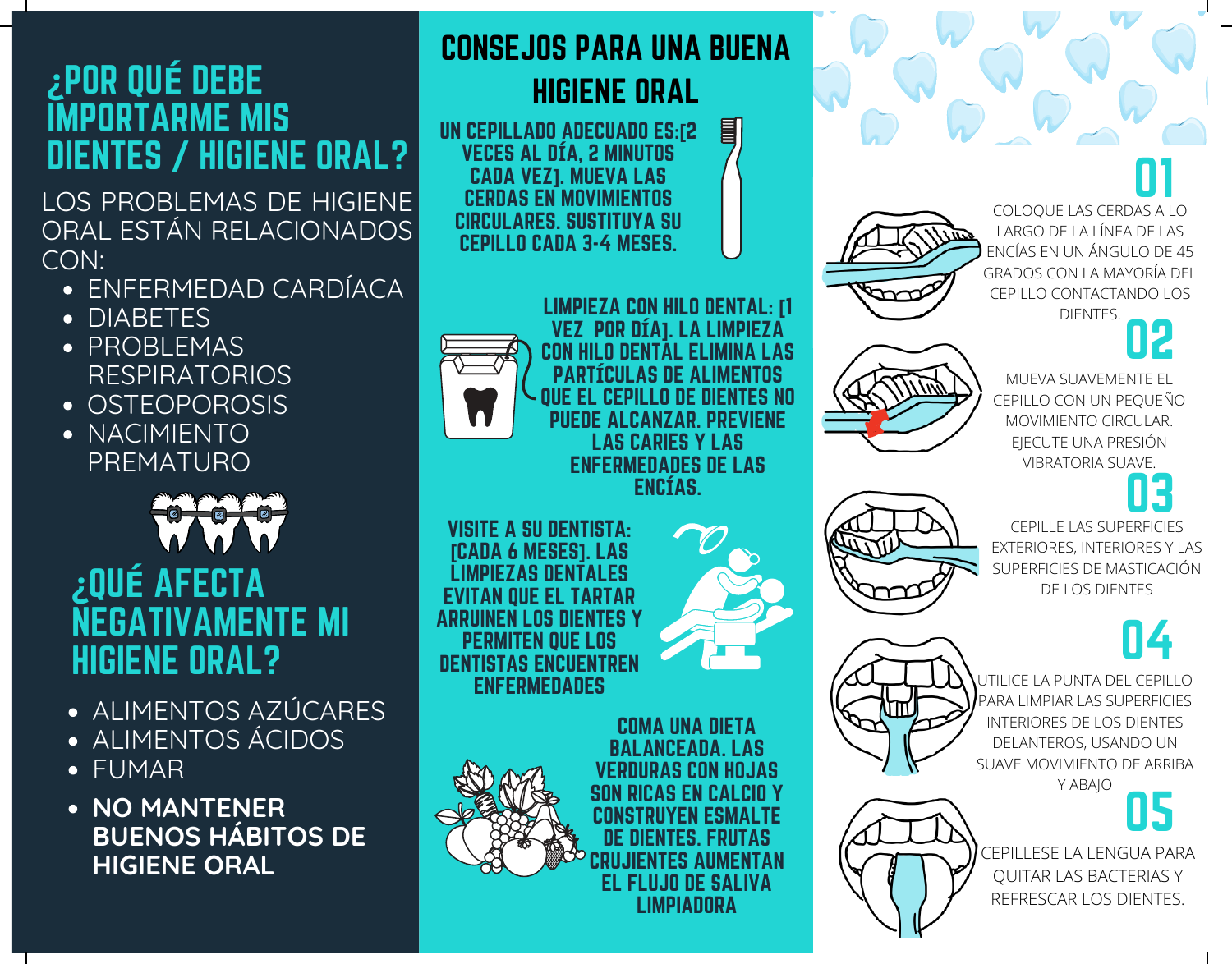## ¿POR QUÉ DEBE IMPORTARME MIS DIENTES / HIGIENE ORAL?

LOS PROBLEMAS DE HIGIENE ORAL ESTÁN RELACIONADOS CON:

- ENFERMEDAD CARDÍACA
- DIABETES
- PROBLEMAS RESPIRATORIOS
- OSTEOPOROSIS
- NACIMIENTO PREMATURO

## ¿QUÉ AFECTA NEGATIVAMENTE MI HIGIENE ORAL?

- ALIMENTOS AZÚCARES
- ALIMENTOS ÁCIDOS
- FUMAR
- **NO MANTENER BUENOS HÁBITOS DE HIGIENE ORAL**

## CONSEJOS PARA UNA BUENA HIGIENE ORAL

**UN CEPILLADO ADECUADO ES:[2 VECES AL DÍA, 2 MINUTOS CADA VEZ]. MUEVA LAS CERDAS EN MOVIMIENTOS CIRCULARES. SUSTITUYA SU CEPILLO CADA 3-4 MESES.**

**LIMPIEZA CON HILO DENTAL: [1 VEZ POR DÍA]. LA LIMPIEZA CON HILO DENTAL ELIMINA LAS PARTÍCULAS DE ALIMENTOS QUE EL CEPILLO DE DIENTES NO PUEDE ALCANZAR. PREVIENE LAS CARIES Y LAS ENFERMEDADES DE LAS ENCÍAS.**

**VISITE A SU DENTISTA: [CADA 6 MESES]. LAS LIMPIEZAS DENTALES EVITAN QUE EL TARTAR ARRUINEN LOS DIENTES Y PERMITEN QUE LOS DENTISTAS ENCUENTREN ENFERMEDADES**

**COMA UNA DIETA BALANCEADA. LAS VERDURAS CON HOJAS SON RICAS EN CALCIO Y CONSTRUYEN ESMALTE DE DIENTES. FRUTAS CRUJIENTES AUMENTAN EL FLUJO DE SALIVA LIMPIADORA**

### 01

COLOQUE LAS CERDAS A LO LARGO DE LA LÍNEA DE LAS ENCÍAS EN UN ÁNGULO DE 45 GRADOS CON LA MAYORÍA DEL CEPILLO CONTACTANDO LOS DIENTES.

### 02

MUEVA SUAVEMENTE EL CEPILLO CON UN PEQUEÑO MOVIMIENTO CIRCULAR. EJECUTE UNA PRESIÓN VIBRATORIA SUAVE.

### 03

CEPILLE LAS SUPERFICIES EXTERIORES, INTERIORES Y LAS SUPERFICIES DE MASTICACIÓN DE LOS DIENTES

### 04

UTILICE LA PUNTA DEL CEPILLO PARA LIMPIAR LAS SUPERFICIES INTERIORES DE LOS DIENTES DELANTEROS, USANDO UN SUAVE MOVIMIENTO DE ARRIBA Y ABAJO

### 05

CEPILLESE LA LENGUA PARA QUITAR LAS BACTERIAS Y REFRESCAR LOS DIENTES.